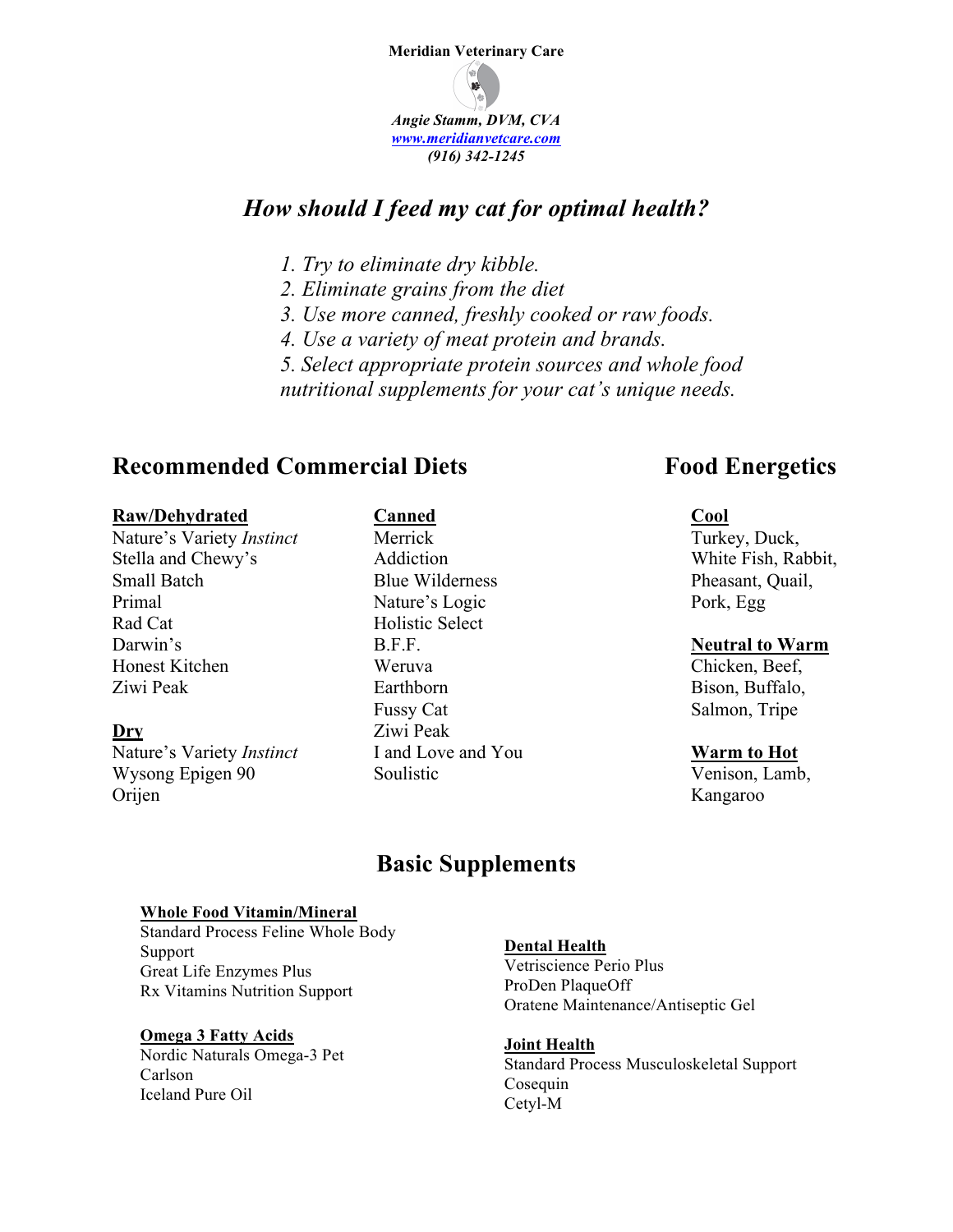**Meridian Veterinary Care**

***Angie Stamm, DVM, CVA***
***www.meridianvetcare.com***
***(916) 342-1245***

# *How should I feed my cat for optimal health?*

*1. Try to eliminate dry kibble.*
*2. Eliminate grains from the diet*
*3. Use more canned, freshly cooked or raw foods.*
*4. Use a variety of meat protein and brands.*
*5. Select appropriate protein sources and whole food nutritional supplements for your cat's unique needs.*

## Recommended Commercial Diets

**Raw/Dehydrated**
Nature's Variety *Instinct*
Stella and Chewy's
Small Batch
Primal
Rad Cat
Darwin's
Honest Kitchen
Ziwi Peak

**Dry**
Nature's Variety *Instinct*
Wysong Epigen 90
Orijen

**Canned**
Merrick
Addiction
Blue Wilderness
Nature's Logic
Holistic Select
B.F.F.
Weruva
Earthborn
Fussy Cat
Ziwi Peak
I and Love and You
Soulistic

## Food Energetics

**Cool**
Turkey, Duck, White Fish, Rabbit, Pheasant, Quail, Pork, Egg

**Neutral to Warm**
Chicken, Beef, Bison, Buffalo, Salmon, Tripe

**Warm to Hot**
Venison, Lamb, Kangaroo

## Basic Supplements

**Whole Food Vitamin/Mineral**
Standard Process Feline Whole Body Support
Great Life Enzymes Plus
Rx Vitamins Nutrition Support

**Omega 3 Fatty Acids**
Nordic Naturals Omega-3 Pet
Carlson
Iceland Pure Oil

**Dental Health**
Vetriscience Perio Plus
ProDen PlaqueOff
Oratene Maintenance/Antiseptic Gel

**Joint Health**
Standard Process Musculoskeletal Support
Cosequin
Cetyl-M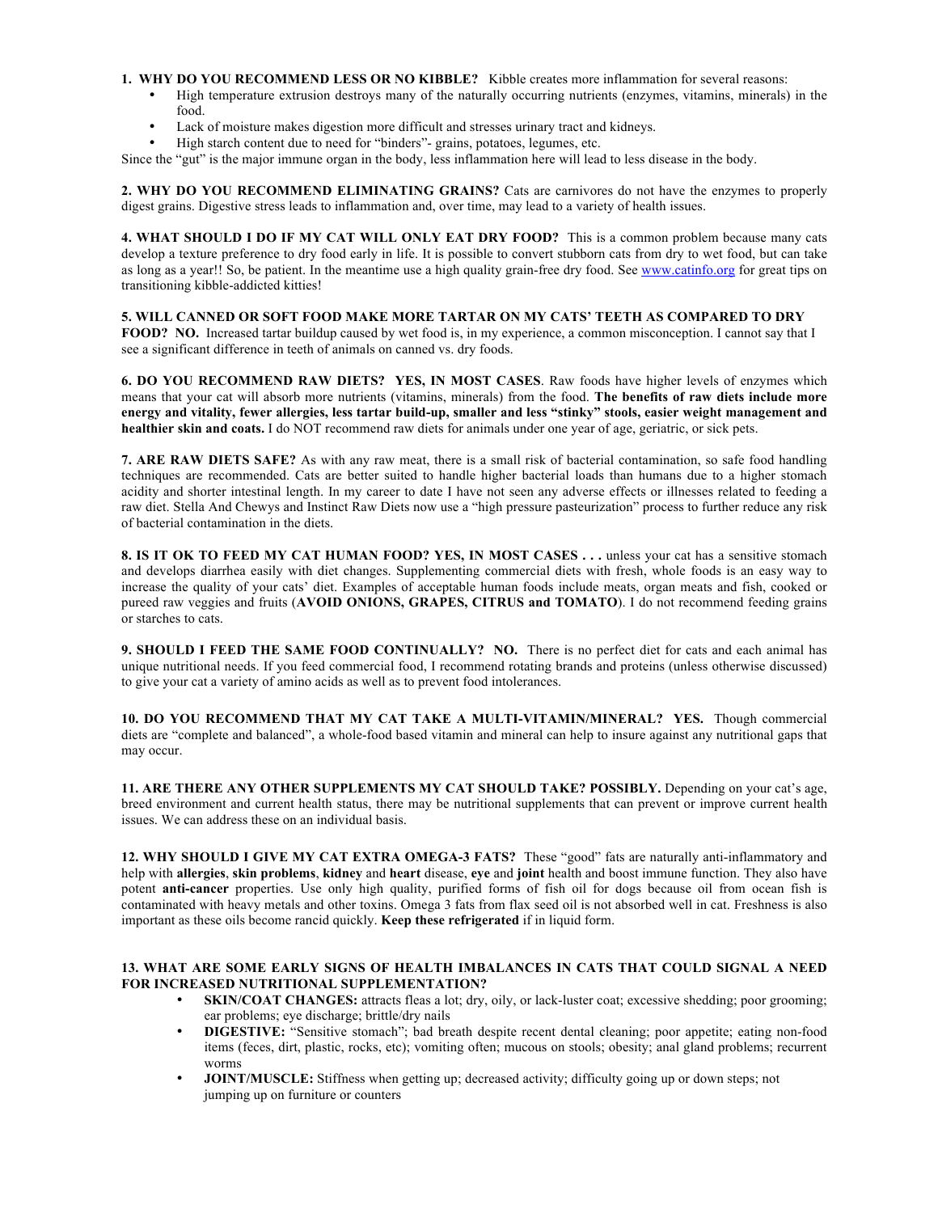**1. WHY DO YOU RECOMMEND LESS OR NO KIBBLE?** Kibble creates more inflammation for several reasons:

- High temperature extrusion destroys many of the naturally occurring nutrients (enzymes, vitamins, minerals) in the food.
- Lack of moisture makes digestion more difficult and stresses urinary tract and kidneys.
- High starch content due to need for "binders"- grains, potatoes, legumes, etc.

Since the "gut" is the major immune organ in the body, less inflammation here will lead to less disease in the body.

**2. WHY DO YOU RECOMMEND ELIMINATING GRAINS?** Cats are carnivores do not have the enzymes to properly digest grains. Digestive stress leads to inflammation and, over time, may lead to a variety of health issues.

**4. WHAT SHOULD I DO IF MY CAT WILL ONLY EAT DRY FOOD?** This is a common problem because many cats develop a texture preference to dry food early in life. It is possible to convert stubborn cats from dry to wet food, but can take as long as a year!! So, be patient. In the meantime use a high quality grain-free dry food. See www.catinfo.org for great tips on transitioning kibble-addicted kitties!

**5. WILL CANNED OR SOFT FOOD MAKE MORE TARTAR ON MY CATS' TEETH AS COMPARED TO DRY FOOD? NO.** Increased tartar buildup caused by wet food is, in my experience, a common misconception. I cannot say that I see a significant difference in teeth of animals on canned vs. dry foods.

**6. DO YOU RECOMMEND RAW DIETS? YES, IN MOST CASES**. Raw foods have higher levels of enzymes which means that your cat will absorb more nutrients (vitamins, minerals) from the food. **The benefits of raw diets include more energy and vitality, fewer allergies, less tartar build-up, smaller and less "stinky" stools, easier weight management and healthier skin and coats.** I do NOT recommend raw diets for animals under one year of age, geriatric, or sick pets.

**7. ARE RAW DIETS SAFE?** As with any raw meat, there is a small risk of bacterial contamination, so safe food handling techniques are recommended. Cats are better suited to handle higher bacterial loads than humans due to a higher stomach acidity and shorter intestinal length. In my career to date I have not seen any adverse effects or illnesses related to feeding a raw diet. Stella And Chewys and Instinct Raw Diets now use a "high pressure pasteurization" process to further reduce any risk of bacterial contamination in the diets.

**8. IS IT OK TO FEED MY CAT HUMAN FOOD? YES, IN MOST CASES . . .** unless your cat has a sensitive stomach and develops diarrhea easily with diet changes. Supplementing commercial diets with fresh, whole foods is an easy way to increase the quality of your cats' diet. Examples of acceptable human foods include meats, organ meats and fish, cooked or pureed raw veggies and fruits (**AVOID ONIONS, GRAPES, CITRUS and TOMATO**). I do not recommend feeding grains or starches to cats.

**9. SHOULD I FEED THE SAME FOOD CONTINUALLY? NO.** There is no perfect diet for cats and each animal has unique nutritional needs. If you feed commercial food, I recommend rotating brands and proteins (unless otherwise discussed) to give your cat a variety of amino acids as well as to prevent food intolerances.

**10. DO YOU RECOMMEND THAT MY CAT TAKE A MULTI-VITAMIN/MINERAL? YES.** Though commercial diets are "complete and balanced", a whole-food based vitamin and mineral can help to insure against any nutritional gaps that may occur.

**11. ARE THERE ANY OTHER SUPPLEMENTS MY CAT SHOULD TAKE? POSSIBLY.** Depending on your cat's age, breed environment and current health status, there may be nutritional supplements that can prevent or improve current health issues. We can address these on an individual basis.

**12. WHY SHOULD I GIVE MY CAT EXTRA OMEGA-3 FATS?** These "good" fats are naturally anti-inflammatory and help with **allergies**, **skin problems**, **kidney** and **heart** disease, **eye** and **joint** health and boost immune function. They also have potent **anti-cancer** properties. Use only high quality, purified forms of fish oil for dogs because oil from ocean fish is contaminated with heavy metals and other toxins. Omega 3 fats from flax seed oil is not absorbed well in cat. Freshness is also important as these oils become rancid quickly. **Keep these refrigerated** if in liquid form.

**13. WHAT ARE SOME EARLY SIGNS OF HEALTH IMBALANCES IN CATS THAT COULD SIGNAL A NEED FOR INCREASED NUTRITIONAL SUPPLEMENTATION?**

- **SKIN/COAT CHANGES:** attracts fleas a lot; dry, oily, or lack-luster coat; excessive shedding; poor grooming; ear problems; eye discharge; brittle/dry nails
- **DIGESTIVE:** "Sensitive stomach"; bad breath despite recent dental cleaning; poor appetite; eating non-food items (feces, dirt, plastic, rocks, etc); vomiting often; mucous on stools; obesity; anal gland problems; recurrent worms
- **JOINT/MUSCLE:** Stiffness when getting up; decreased activity; difficulty going up or down steps; not jumping up on furniture or counters